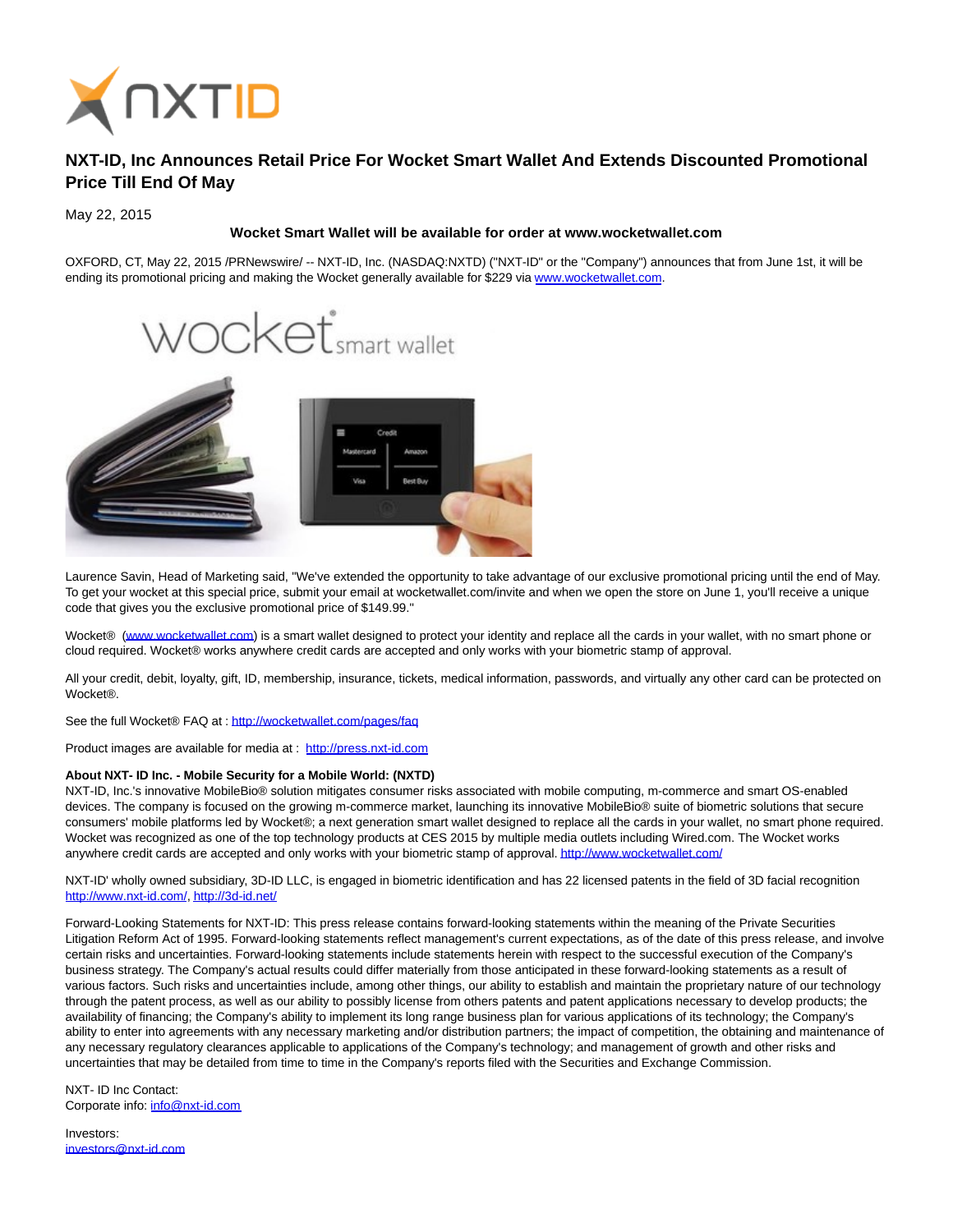# NXT-ID, Inc Announces Retail Price For Wocket Smart Wallet And Extends Discounted Promotional Price Till End Of May

May 22, 2015

**Wocket Smart Wallet will be available for order at www.wocketwallet.com**

OXFORD, CT, May 22, 2015 /PRNewswire/ -- NXT-ID, Inc. (NASDAQ:NXTD) ("NXT-ID" or the "Company") announces that from June 1st, it will be ending its promotional pricing and making the Wocket generally available for $229 via www.wocketwallet.com.

Laurence Savin, Head of Marketing said, "We've extended the opportunity to take advantage of our exclusive promotional pricing until the end of May. To get your wocket at this special price, submit your email at wocketwallet.com/invite and when we open the store on June 1, you'll receive a unique code that gives you the exclusive promotional price of $149.99."

Wocket® (www.wocketwallet.com) is a smart wallet designed to protect your identity and replace all the cards in your wallet, with no smart phone or cloud required. Wocket® works anywhere credit cards are accepted and only works with your biometric stamp of approval.

All your credit, debit, loyalty, gift, ID, membership, insurance, tickets, medical information, passwords, and virtually any other card can be protected on Wocket®.

See the full Wocket® FAQ at : http://wocketwallet.com/pages/faq

Product images are available for media at : http://press.nxt-id.com

**About NXT- ID Inc. - Mobile Security for a Mobile World: (NXTD)**
NXT-ID, Inc.'s innovative MobileBio® solution mitigates consumer risks associated with mobile computing, m-commerce and smart OS-enabled devices. The company is focused on the growing m-commerce market, launching its innovative MobileBio® suite of biometric solutions that secure consumers' mobile platforms led by Wocket®; a next generation smart wallet designed to replace all the cards in your wallet, no smart phone required. Wocket was recognized as one of the top technology products at CES 2015 by multiple media outlets including Wired.com. The Wocket works anywhere credit cards are accepted and only works with your biometric stamp of approval. http://www.wocketwallet.com/

NXT-ID' wholly owned subsidiary, 3D-ID LLC, is engaged in biometric identification and has 22 licensed patents in the field of 3D facial recognition http://www.nxt-id.com/, http://3d-id.net/

Forward-Looking Statements for NXT-ID: This press release contains forward-looking statements within the meaning of the Private Securities Litigation Reform Act of 1995. Forward-looking statements reflect management's current expectations, as of the date of this press release, and involve certain risks and uncertainties. Forward-looking statements include statements herein with respect to the successful execution of the Company's business strategy. The Company's actual results could differ materially from those anticipated in these forward-looking statements as a result of various factors. Such risks and uncertainties include, among other things, our ability to establish and maintain the proprietary nature of our technology through the patent process, as well as our ability to possibly license from others patents and patent applications necessary to develop products; the availability of financing; the Company's ability to implement its long range business plan for various applications of its technology; the Company's ability to enter into agreements with any necessary marketing and/or distribution partners; the impact of competition, the obtaining and maintenance of any necessary regulatory clearances applicable to applications of the Company's technology; and management of growth and other risks and uncertainties that may be detailed from time to time in the Company's reports filed with the Securities and Exchange Commission.

NXT- ID Inc Contact:
Corporate info: info@nxt-id.com

Investors:
investors@nxt-id.com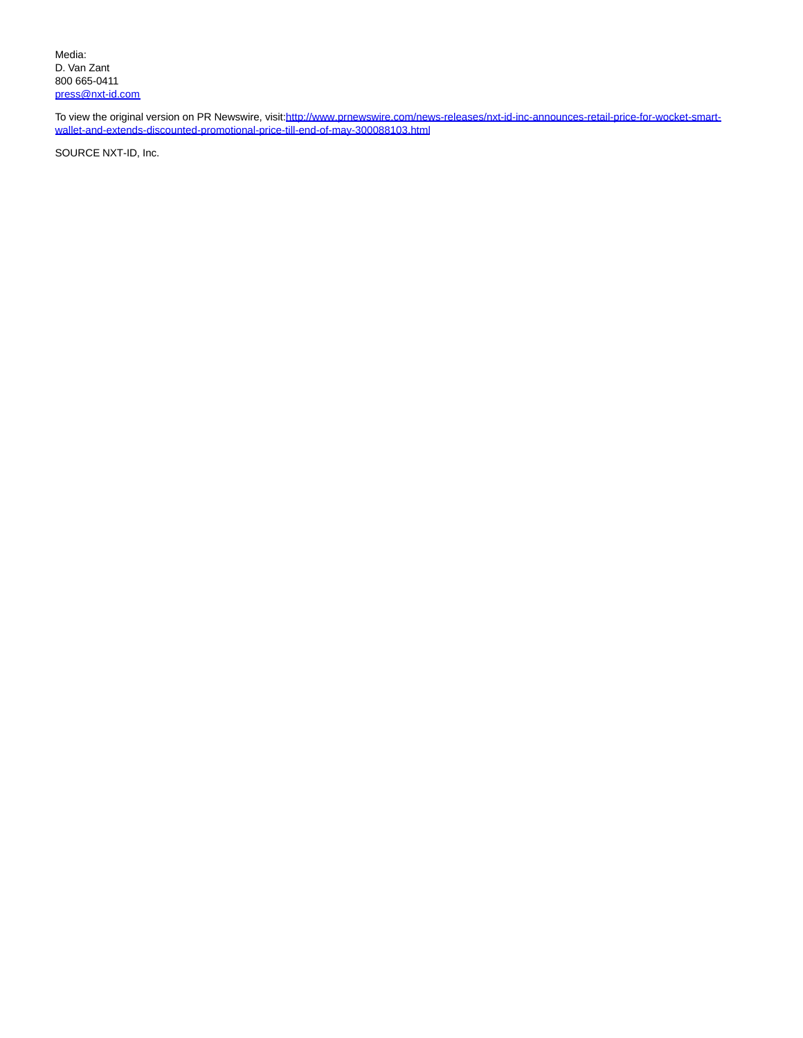Media:
D. Van Zant
800 665-0411
press@nxt-id.com

To view the original version on PR Newswire, visit:http://www.prnewswire.com/news-releases/nxt-id-inc-announces-retail-price-for-wocket-smart-wallet-and-extends-discounted-promotional-price-till-end-of-may-300088103.html

SOURCE NXT-ID, Inc.